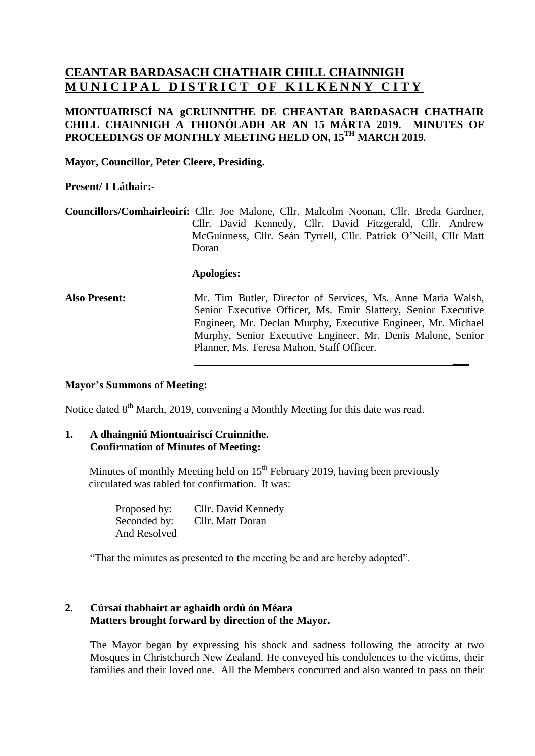# CEANTAR BARDASACH CHATHAIR CHILL CHAINNIGH
# MUNICIPAL DISTRICT OF KILKENNY CITY

**MIONTUAIRISCÍ NA gCRUINNITHE DE CHEANTAR BARDASACH CHATHAIR CHILL CHAINNIGH A THIONÓLADH AR AN 15 MÁRTA 2019. MINUTES OF PROCEEDINGS OF MONTHLY MEETING HELD ON, 15TH MARCH 2019.**

**Mayor, Councillor, Peter Cleere, Presiding.**

**Present/ I Láthair:-**

**Councillors/Comhairleoirí:** Cllr. Joe Malone, Cllr. Malcolm Noonan, Cllr. Breda Gardner, Cllr. David Kennedy, Cllr. David Fitzgerald, Cllr. Andrew McGuinness, Cllr. Seán Tyrrell, Cllr. Patrick O'Neill, Cllr Matt Doran

**Apologies:**

**Also Present:** Mr. Tim Butler, Director of Services, Ms. Anne Maria Walsh, Senior Executive Officer, Ms. Emir Slattery, Senior Executive Engineer, Mr. Declan Murphy, Executive Engineer, Mr. Michael Murphy, Senior Executive Engineer, Mr. Denis Malone, Senior Planner, Ms. Teresa Mahon, Staff Officer.

---

**Mayor's Summons of Meeting:**

Notice dated 8th March, 2019, convening a Monthly Meeting for this date was read.

**1. A dhaingniú Miontuairiscí Cruinnithe.**
**Confirmation of Minutes of Meeting:**

Minutes of monthly Meeting held on 15th February 2019, having been previously circulated was tabled for confirmation. It was:

Proposed by: Cllr. David Kennedy
Seconded by: Cllr. Matt Doran
And Resolved

"That the minutes as presented to the meeting be and are hereby adopted".

**2. Cúrsaí thabhairt ar aghaidh ordú ón Méara**
**Matters brought forward by direction of the Mayor.**

The Mayor began by expressing his shock and sadness following the atrocity at two Mosques in Christchurch New Zealand. He conveyed his condolences to the victims, their families and their loved one. All the Members concurred and also wanted to pass on their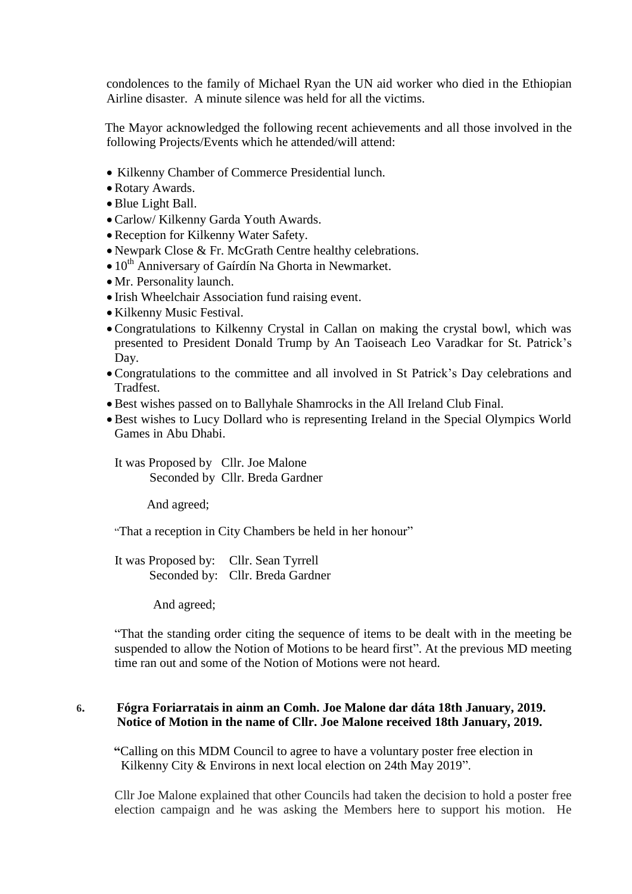condolences to the family of Michael Ryan the UN aid worker who died in the Ethiopian Airline disaster. A minute silence was held for all the victims.

The Mayor acknowledged the following recent achievements and all those involved in the following Projects/Events which he attended/will attend:

- Kilkenny Chamber of Commerce Presidential lunch.
- Rotary Awards.
- Blue Light Ball.
- Carlow/ Kilkenny Garda Youth Awards.
- Reception for Kilkenny Water Safety.
- Newpark Close & Fr. McGrath Centre healthy celebrations.
- 10th Anniversary of Gaírdín Na Ghorta in Newmarket.
- Mr. Personality launch.
- Irish Wheelchair Association fund raising event.
- Kilkenny Music Festival.
- Congratulations to Kilkenny Crystal in Callan on making the crystal bowl, which was presented to President Donald Trump by An Taoiseach Leo Varadkar for St. Patrick's Day.
- Congratulations to the committee and all involved in St Patrick's Day celebrations and Tradfest.
- Best wishes passed on to Ballyhale Shamrocks in the All Ireland Club Final.
- Best wishes to Lucy Dollard who is representing Ireland in the Special Olympics World Games in Abu Dhabi.

It was Proposed by Cllr. Joe Malone
Seconded by Cllr. Breda Gardner

And agreed;

"That a reception in City Chambers be held in her honour"

It was Proposed by: Cllr. Sean Tyrrell
Seconded by: Cllr. Breda Gardner

And agreed;

"That the standing order citing the sequence of items to be dealt with in the meeting be suspended to allow the Notion of Motions to be heard first". At the previous MD meeting time ran out and some of the Notion of Motions were not heard.

**6. Fógra Foriarratais in ainm an Comh. Joe Malone dar dáta 18th January, 2019.
Notice of Motion in the name of Cllr. Joe Malone received 18th January, 2019.**

**"**Calling on this MDM Council to agree to have a voluntary poster free election in Kilkenny City & Environs in next local election on 24th May 2019".

Cllr Joe Malone explained that other Councils had taken the decision to hold a poster free election campaign and he was asking the Members here to support his motion. He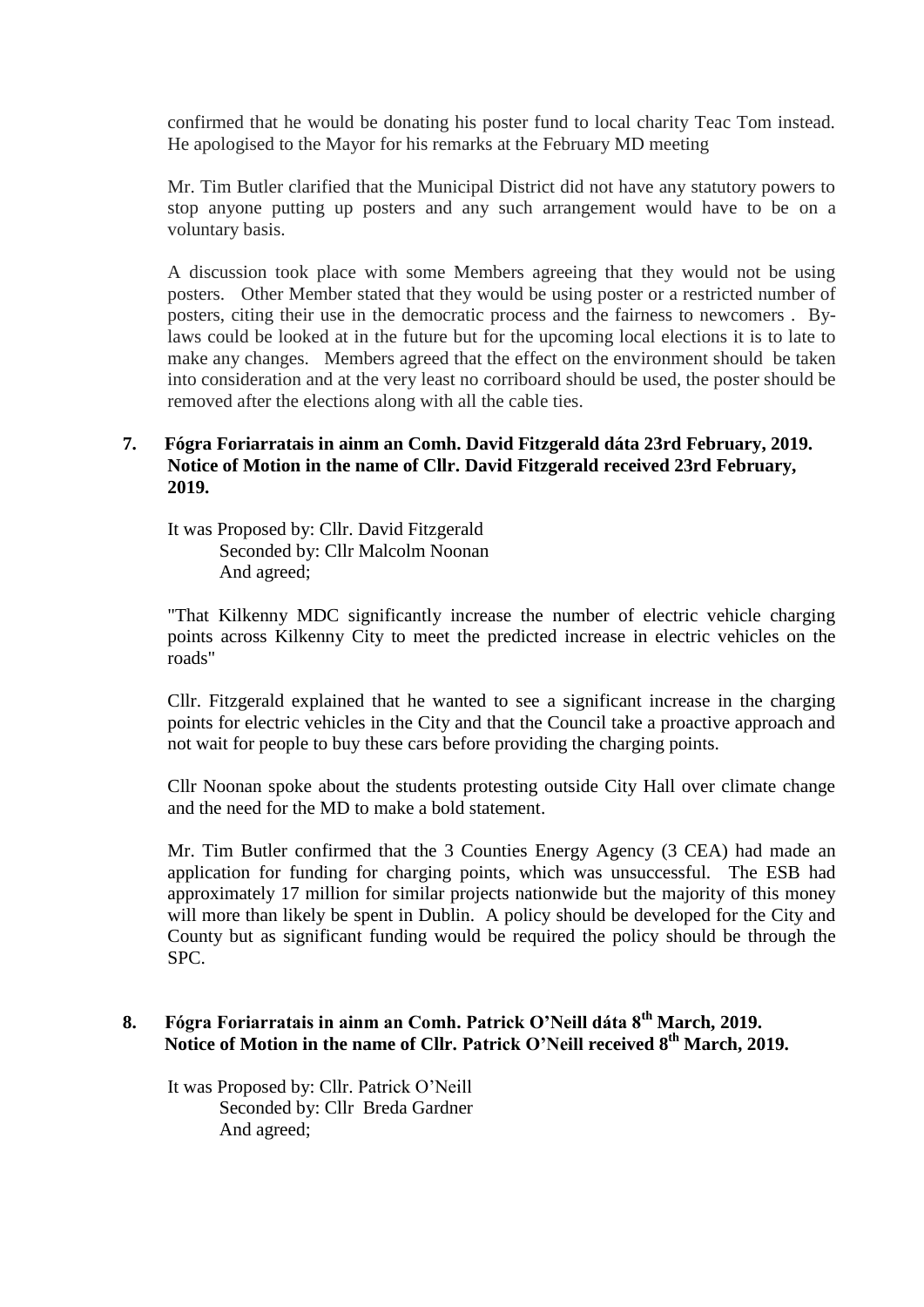confirmed that he would be donating his poster fund to local charity Teac Tom instead. He apologised to the Mayor for his remarks at the February MD meeting

Mr. Tim Butler clarified that the Municipal District did not have any statutory powers to stop anyone putting up posters and any such arrangement would have to be on a voluntary basis.

A discussion took place with some Members agreeing that they would not be using posters. Other Member stated that they would be using poster or a restricted number of posters, citing their use in the democratic process and the fairness to newcomers . By-laws could be looked at in the future but for the upcoming local elections it is to late to make any changes. Members agreed that the effect on the environment should be taken into consideration and at the very least no corriboard should be used, the poster should be removed after the elections along with all the cable ties.

**7. Fógra Foriarratais in ainm an Comh. David Fitzgerald dáta 23rd February, 2019. Notice of Motion in the name of Cllr. David Fitzgerald received 23rd February, 2019.**

It was Proposed by: Cllr. David Fitzgerald
Seconded by: Cllr Malcolm Noonan
And agreed;

"That Kilkenny MDC significantly increase the number of electric vehicle charging points across Kilkenny City to meet the predicted increase in electric vehicles on the roads"

Cllr. Fitzgerald explained that he wanted to see a significant increase in the charging points for electric vehicles in the City and that the Council take a proactive approach and not wait for people to buy these cars before providing the charging points.

Cllr Noonan spoke about the students protesting outside City Hall over climate change and the need for the MD to make a bold statement.

Mr. Tim Butler confirmed that the 3 Counties Energy Agency (3 CEA) had made an application for funding for charging points, which was unsuccessful. The ESB had approximately 17 million for similar projects nationwide but the majority of this money will more than likely be spent in Dublin. A policy should be developed for the City and County but as significant funding would be required the policy should be through the SPC.

**8. Fógra Foriarratais in ainm an Comh. Patrick O'Neill dáta 8th March, 2019. Notice of Motion in the name of Cllr. Patrick O'Neill received 8th March, 2019.**

It was Proposed by: Cllr. Patrick O'Neill
Seconded by: Cllr Breda Gardner
And agreed;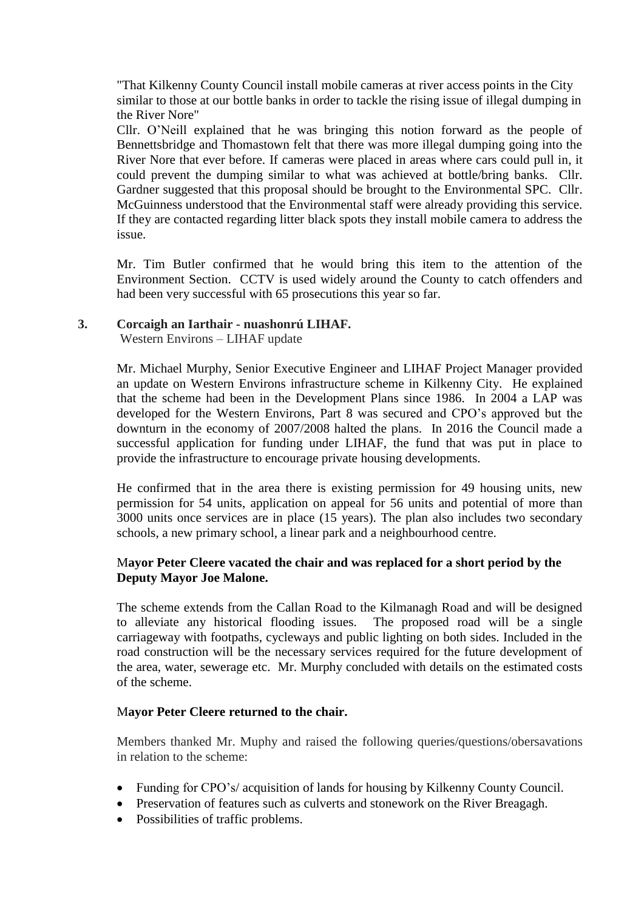"That Kilkenny County Council install mobile cameras at river access points in the City similar to those at our bottle banks in order to tackle the rising issue of illegal dumping in the River Nore"

Cllr. O'Neill explained that he was bringing this notion forward as the people of Bennettsbridge and Thomastown felt that there was more illegal dumping going into the River Nore that ever before. If cameras were placed in areas where cars could pull in, it could prevent the dumping similar to what was achieved at bottle/bring banks. Cllr. Gardner suggested that this proposal should be brought to the Environmental SPC. Cllr. McGuinness understood that the Environmental staff were already providing this service. If they are contacted regarding litter black spots they install mobile camera to address the issue.

Mr. Tim Butler confirmed that he would bring this item to the attention of the Environment Section. CCTV is used widely around the County to catch offenders and had been very successful with 65 prosecutions this year so far.

**3. Corcaigh an Iarthair - nuashonrú LIHAF.**
Western Environs – LIHAF update

Mr. Michael Murphy, Senior Executive Engineer and LIHAF Project Manager provided an update on Western Environs infrastructure scheme in Kilkenny City. He explained that the scheme had been in the Development Plans since 1986. In 2004 a LAP was developed for the Western Environs, Part 8 was secured and CPO's approved but the downturn in the economy of 2007/2008 halted the plans. In 2016 the Council made a successful application for funding under LIHAF, the fund that was put in place to provide the infrastructure to encourage private housing developments.

He confirmed that in the area there is existing permission for 49 housing units, new permission for 54 units, application on appeal for 56 units and potential of more than 3000 units once services are in place (15 years). The plan also includes two secondary schools, a new primary school, a linear park and a neighbourhood centre.

**Mayor Peter Cleere vacated the chair and was replaced for a short period by the Deputy Mayor Joe Malone.**

The scheme extends from the Callan Road to the Kilmanagh Road and will be designed to alleviate any historical flooding issues. The proposed road will be a single carriageway with footpaths, cycleways and public lighting on both sides. Included in the road construction will be the necessary services required for the future development of the area, water, sewerage etc. Mr. Murphy concluded with details on the estimated costs of the scheme.

**Mayor Peter Cleere returned to the chair.**

Members thanked Mr. Muphy and raised the following queries/questions/obersavations in relation to the scheme:

- Funding for CPO's/ acquisition of lands for housing by Kilkenny County Council.
- Preservation of features such as culverts and stonework on the River Breagagh.
- Possibilities of traffic problems.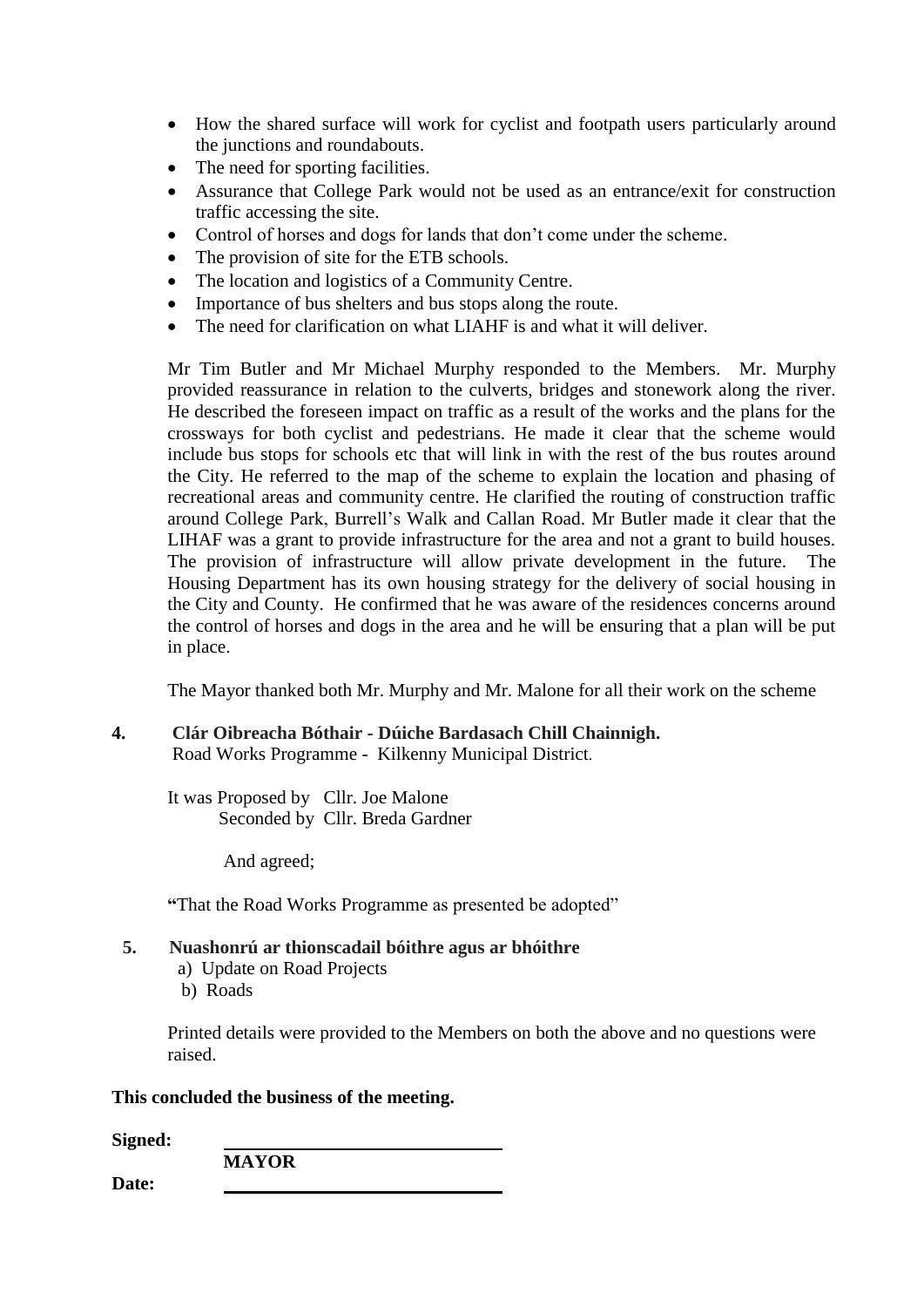- How the shared surface will work for cyclist and footpath users particularly around the junctions and roundabouts.
- The need for sporting facilities.
- Assurance that College Park would not be used as an entrance/exit for construction traffic accessing the site.
- Control of horses and dogs for lands that don't come under the scheme.
- The provision of site for the ETB schools.
- The location and logistics of a Community Centre.
- Importance of bus shelters and bus stops along the route.
- The need for clarification on what LIAHF is and what it will deliver.

Mr Tim Butler and Mr Michael Murphy responded to the Members. Mr. Murphy provided reassurance in relation to the culverts, bridges and stonework along the river. He described the foreseen impact on traffic as a result of the works and the plans for the crossways for both cyclist and pedestrians. He made it clear that the scheme would include bus stops for schools etc that will link in with the rest of the bus routes around the City. He referred to the map of the scheme to explain the location and phasing of recreational areas and community centre. He clarified the routing of construction traffic around College Park, Burrell's Walk and Callan Road. Mr Butler made it clear that the LIHAF was a grant to provide infrastructure for the area and not a grant to build houses. The provision of infrastructure will allow private development in the future. The Housing Department has its own housing strategy for the delivery of social housing in the City and County. He confirmed that he was aware of the residences concerns around the control of horses and dogs in the area and he will be ensuring that a plan will be put in place.

The Mayor thanked both Mr. Murphy and Mr. Malone for all their work on the scheme

**4. Clár Oibreacha Bóthair - Dúiche Bardasach Chill Chainnigh.**
Road Works Programme - Kilkenny Municipal District.

It was Proposed by Cllr. Joe Malone
Seconded by Cllr. Breda Gardner

And agreed;

"That the Road Works Programme as presented be adopted"

**5. Nuashonrú ar thionscadail bóithre agus ar bhóithre**

a) Update on Road Projects
b) Roads

Printed details were provided to the Members on both the above and no questions were raised.

**This concluded the business of the meeting.**

**Signed:** ______________________________
**MAYOR**

**Date:** ______________________________